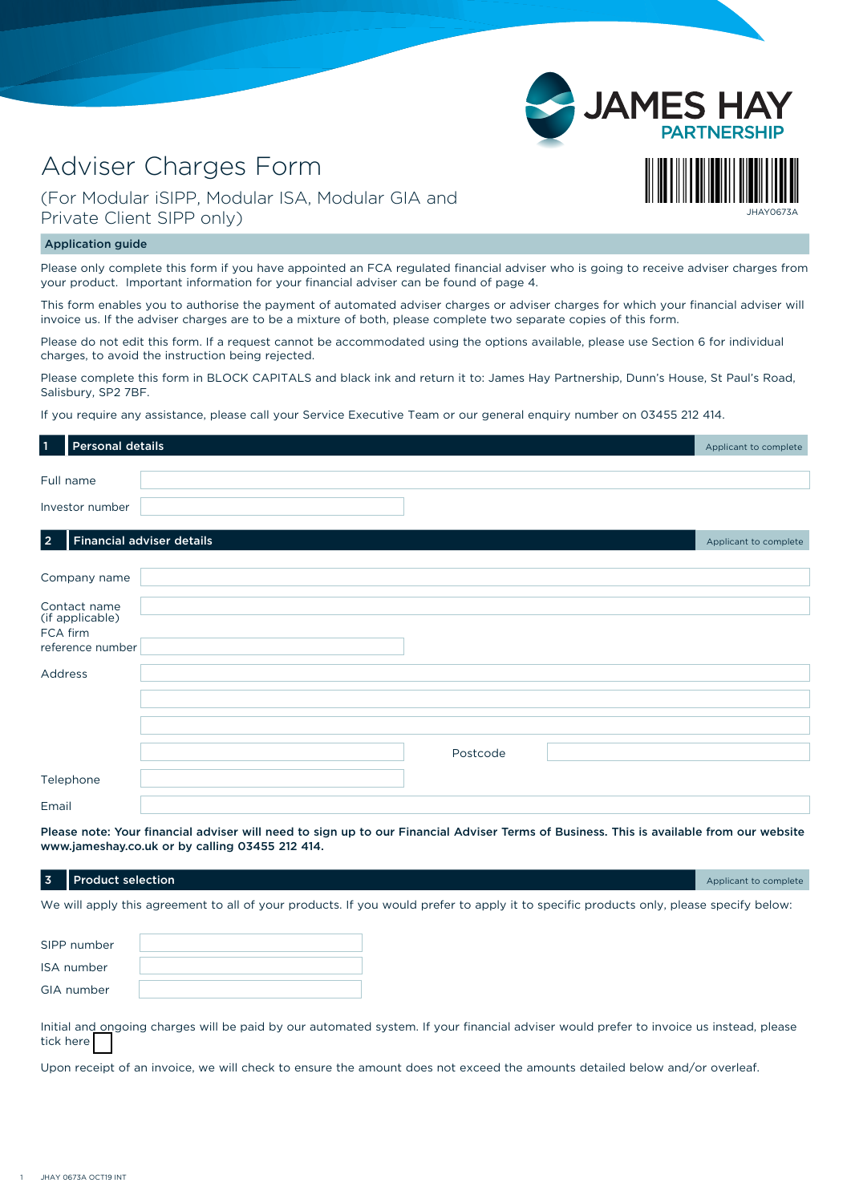# Adviser Charges Form

## (For Modular iSIPP, Modular ISA, Modular GIA and Private Client SIPP only)

JHAY0673A

### Application guide

Please only complete this form if you have appointed an FCA regulated financial adviser who is going to receive adviser charges from your product. Important information for your financial adviser can be found of page 4.

This form enables you to authorise the payment of automated adviser charges or adviser charges for which your financial adviser will invoice us. If the adviser charges are to be a mixture of both, please complete two separate copies of this form.

Please do not edit this form. If a request cannot be accommodated using the options available, please use Section 6 for individual charges, to avoid the instruction being rejected.

Please complete this form in BLOCK CAPITALS and black ink and return it to: James Hay Partnership, Dunn's House, St Paul's Road, Salisbury, SP2 7BF.

If you require any assistance, please call your Service Executive Team or our general enquiry number on 03455 212 414.

## 1 Personal details

*Applicant to complete*

Full name

Investor number

## 2 Financial adviser details

*Applicant to complete*

Company name

Contact name (if applicable)

FCA firm reference number

Address

Postcode

Telephone

Email

**Please note: Your financial adviser will need to sign up to our Financial Adviser Terms of Business. This is available from our website www.jameshay.co.uk or by calling 03455 212 414.**

## 3 Product selection

*Applicant to complete*

We will apply this agreement to all of your products. If you would prefer to apply it to specific products only, please specify below:

SIPP number

ISA number

GIA number

Initial and ongoing charges will be paid by our automated system. If your financial adviser would prefer to invoice us instead, please tick here ☐

Upon receipt of an invoice, we will check to ensure the amount does not exceed the amounts detailed below and/or overleaf.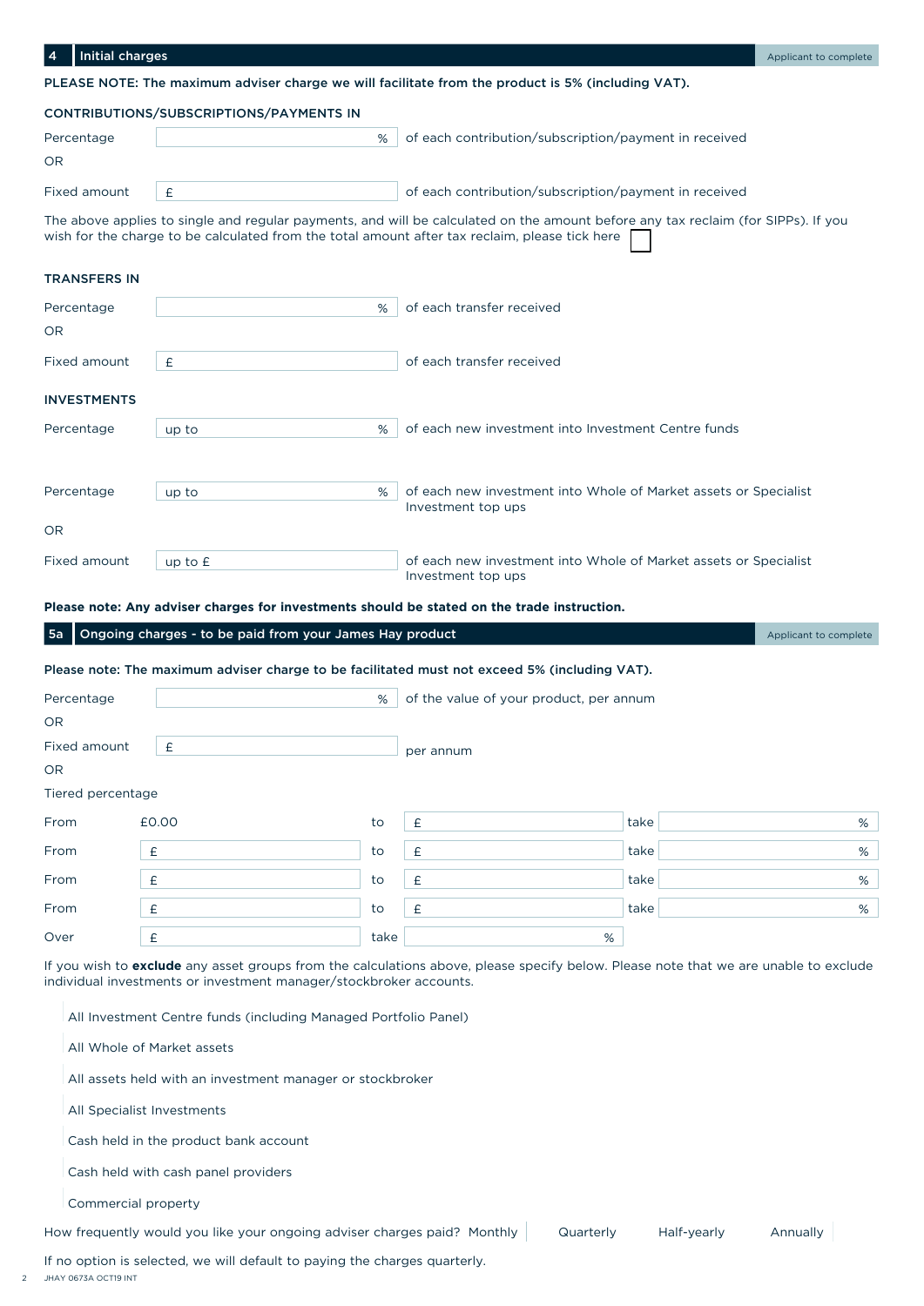## 4 Initial charges

Applicant to complete

**PLEASE NOTE: The maximum adviser charge we will facilitate from the product is 5% (including VAT).**

### CONTRIBUTIONS/SUBSCRIPTIONS/PAYMENTS IN

Percentage ______ % of each contribution/subscription/payment in received

OR

Fixed amount £ ______ of each contribution/subscription/payment in received

The above applies to single and regular payments, and will be calculated on the amount before any tax reclaim (for SIPPs). If you wish for the charge to be calculated from the total amount after tax reclaim, please tick here ☐

### TRANSFERS IN

Percentage ______ % of each transfer received

OR

Fixed amount £ ______ of each transfer received

### INVESTMENTS

Percentage up to ______ % of each new investment into Investment Centre funds

Percentage up to ______ % of each new investment into Whole of Market assets or Specialist Investment top ups

OR

Fixed amount up to £ ______ of each new investment into Whole of Market assets or Specialist Investment top ups

**Please note: Any adviser charges for investments should be stated on the trade instruction.**

## 5a Ongoing charges - to be paid from your James Hay product

Applicant to complete

**Please note: The maximum adviser charge to be facilitated must not exceed 5% (including VAT).**

Percentage ______ % of the value of your product, per annum

OR

Fixed amount £ ______ per annum

OR

Tiered percentage

| | | | | | |
|---|---|---|---|---|---|
| From | £0.00 | to | £ | take | % |
| From | £ | to | £ | take | % |
| From | £ | to | £ | take | % |
| From | £ | to | £ | take | % |
| Over | £ | take | % | | |

If you wish to **exclude** any asset groups from the calculations above, please specify below. Please note that we are unable to exclude individual investments or investment manager/stockbroker accounts.

- All Investment Centre funds (including Managed Portfolio Panel)
- All Whole of Market assets
- All assets held with an investment manager or stockbroker
- All Specialist Investments
- Cash held in the product bank account
- Cash held with cash panel providers
- Commercial property

How frequently would you like your ongoing adviser charges paid? Monthly ☐ Quarterly ☐ Half-yearly ☐ Annually ☐

If no option is selected, we will default to paying the charges quarterly.

JHAY 0673A OCT19 INT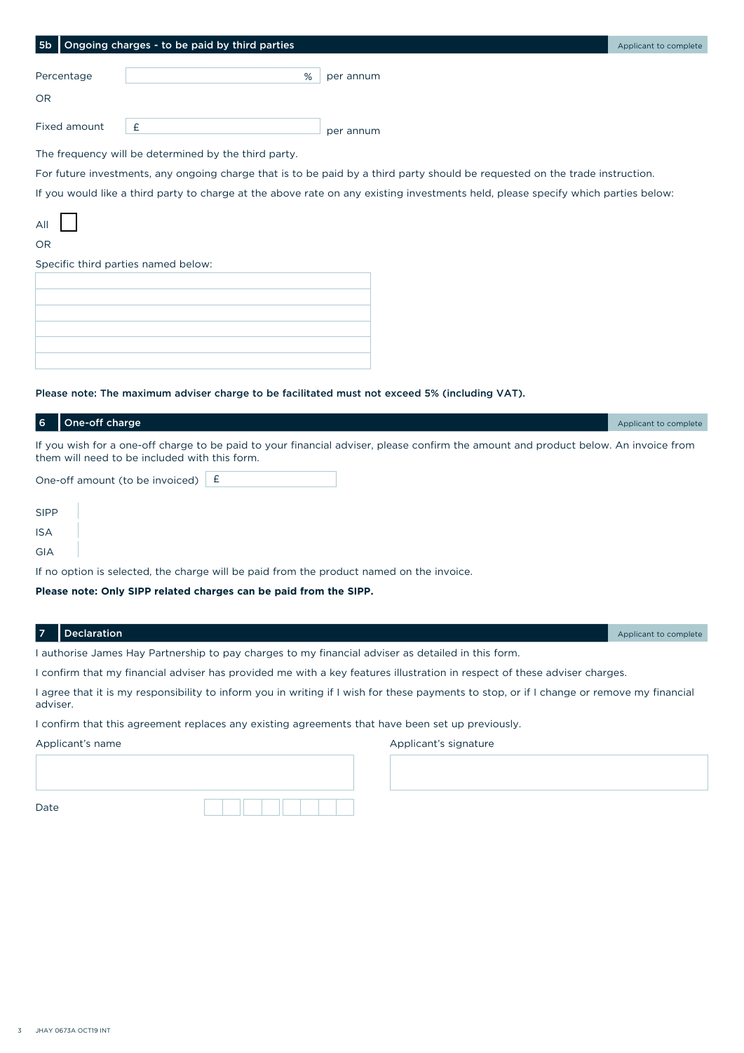## 5b Ongoing charges - to be paid by third parties

*Applicant to complete*

Percentage ______ % per annum

OR

Fixed amount £ ______ per annum

The frequency will be determined by the third party.

For future investments, any ongoing charge that is to be paid by a third party should be requested on the trade instruction.

If you would like a third party to charge at the above rate on any existing investments held, please specify which parties below:

All ☐

OR

Specific third parties named below:

| |
|---|
| |
| |
| |
| |
| |

**Please note: The maximum adviser charge to be facilitated must not exceed 5% (including VAT).**

## 6 One-off charge

*Applicant to complete*

If you wish for a one-off charge to be paid to your financial adviser, please confirm the amount and product below. An invoice from them will need to be included with this form.

One-off amount (to be invoiced) £ ______

SIPP

ISA

GIA

If no option is selected, the charge will be paid from the product named on the invoice.

**Please note: Only SIPP related charges can be paid from the SIPP.**

## 7 Declaration

*Applicant to complete*

I authorise James Hay Partnership to pay charges to my financial adviser as detailed in this form.

I confirm that my financial adviser has provided me with a key features illustration in respect of these adviser charges.

I agree that it is my responsibility to inform you in writing if I wish for these payments to stop, or if I change or remove my financial adviser.

I confirm that this agreement replaces any existing agreements that have been set up previously.

Applicant's name ______

Applicant's signature ______

Date __ __ / __ __ / __ __ __ __

JHAY 0673A OCT19 INT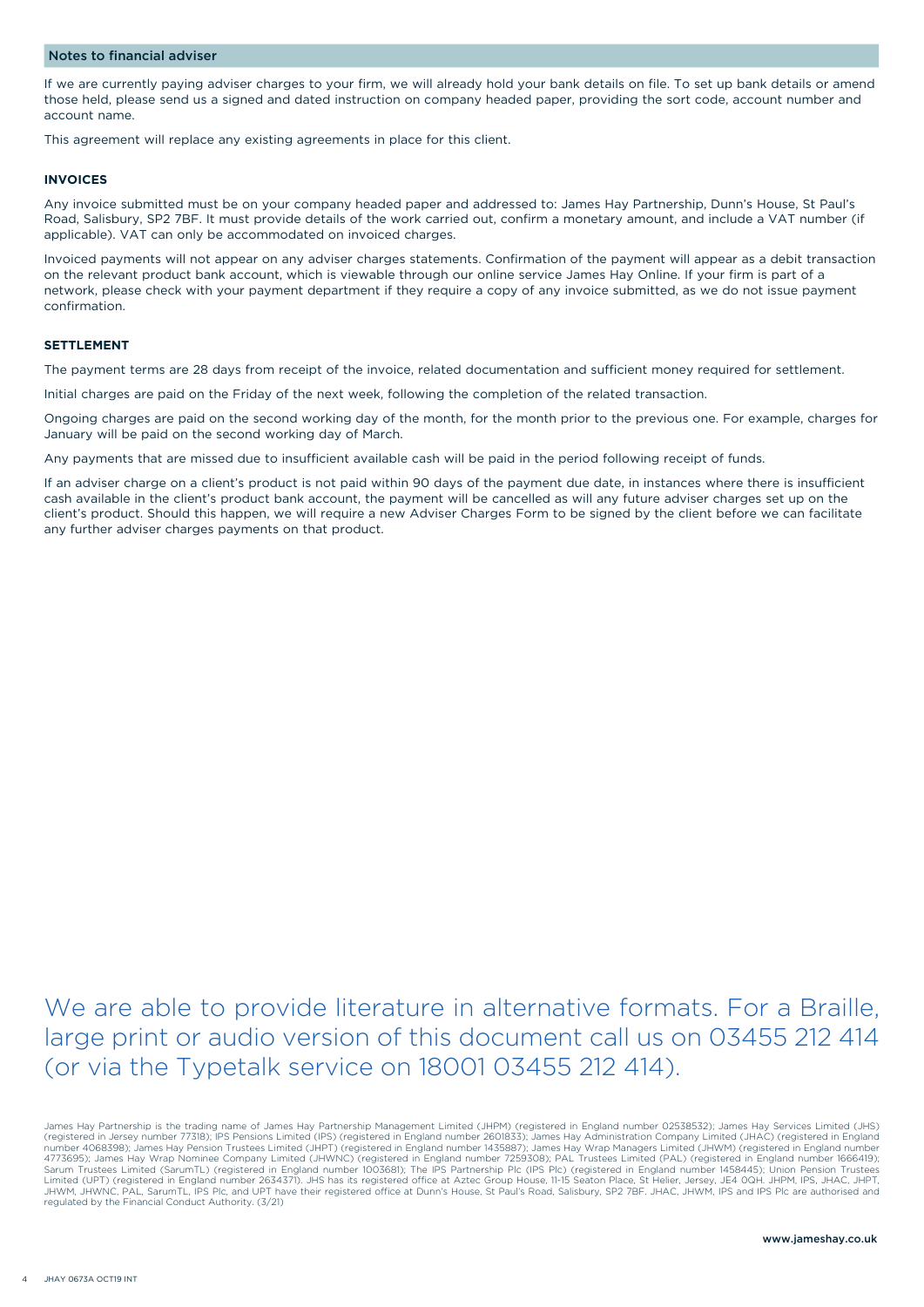## Notes to financial adviser

If we are currently paying adviser charges to your firm, we will already hold your bank details on file. To set up bank details or amend those held, please send us a signed and dated instruction on company headed paper, providing the sort code, account number and account name.

This agreement will replace any existing agreements in place for this client.

### INVOICES

Any invoice submitted must be on your company headed paper and addressed to: James Hay Partnership, Dunn's House, St Paul's Road, Salisbury, SP2 7BF. It must provide details of the work carried out, confirm a monetary amount, and include a VAT number (if applicable). VAT can only be accommodated on invoiced charges.

Invoiced payments will not appear on any adviser charges statements. Confirmation of the payment will appear as a debit transaction on the relevant product bank account, which is viewable through our online service James Hay Online. If your firm is part of a network, please check with your payment department if they require a copy of any invoice submitted, as we do not issue payment confirmation.

### SETTLEMENT

The payment terms are 28 days from receipt of the invoice, related documentation and sufficient money required for settlement.

Initial charges are paid on the Friday of the next week, following the completion of the related transaction.

Ongoing charges are paid on the second working day of the month, for the month prior to the previous one. For example, charges for January will be paid on the second working day of March.

Any payments that are missed due to insufficient available cash will be paid in the period following receipt of funds.

If an adviser charge on a client's product is not paid within 90 days of the payment due date, in instances where there is insufficient cash available in the client's product bank account, the payment will be cancelled as will any future adviser charges set up on the client's product. Should this happen, we will require a new Adviser Charges Form to be signed by the client before we can facilitate any further adviser charges payments on that product.

We are able to provide literature in alternative formats. For a Braille, large print or audio version of this document call us on 03455 212 414 (or via the Typetalk service on 18001 03455 212 414).

James Hay Partnership is the trading name of James Hay Partnership Management Limited (JHPM) (registered in England number 02538532); James Hay Services Limited (JHS) (registered in Jersey number 77318); IPS Pensions Limited (IPS) (registered in England number 2601833); James Hay Administration Company Limited (JHAC) (registered in England number 4068398); James Hay Pension Trustees Limited (JHPT) (registered in England number 1435887); James Hay Wrap Managers Limited (JHWM) (registered in England number 4773695); James Hay Wrap Nominee Company Limited (JHWNC) (registered in England number 7259308); PAL Trustees Limited (PAL) (registered in England number 1666419); Sarum Trustees Limited (SarumTL) (registered in England number 1003681); The IPS Partnership Plc (IPS Plc) (registered in England number 1458445); Union Pension Trustees Limited (UPT) (registered in England number 2634371). JHS has its registered office at Aztec Group House, 11-15 Seaton Place, St Helier, Jersey, JE4 0QH. JHPM, IPS, JHAC, JHPT, JHWM, JHWNC, PAL, SarumTL, IPS Plc, and UPT have their registered office at Dunn's House, St Paul's Road, Salisbury, SP2 7BF. JHAC, JHWM, IPS and IPS Plc are authorised and regulated by the Financial Conduct Authority. (3/21)

www.jameshay.co.uk

JHAY 0673A OCT19 INT